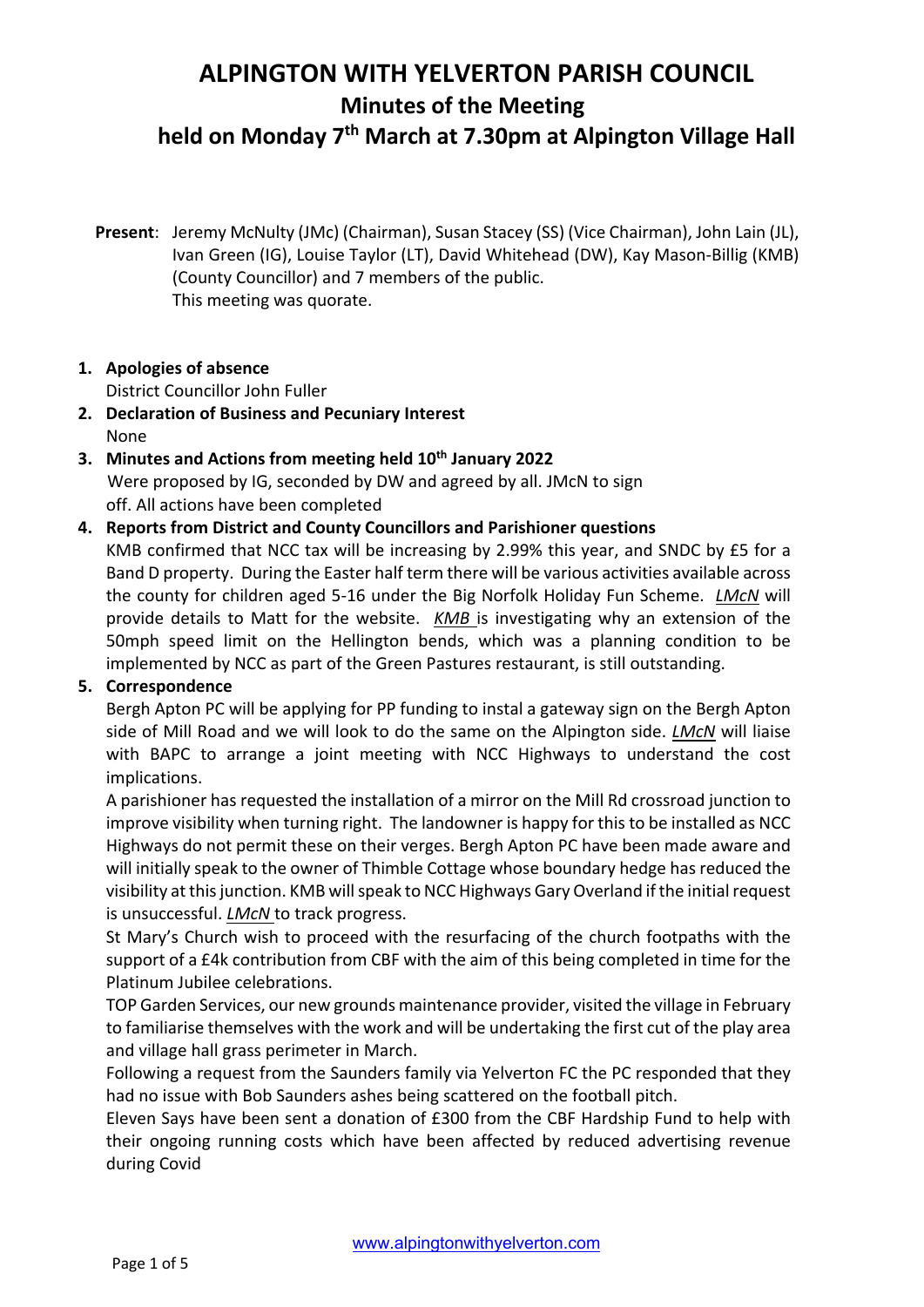# ALPINGTON WITH YELVERTON PARISH COUNCIL

## Minutes of the Meeting

## held on Monday 7th March at 7.30pm at Alpington Village Hall

**Present**: Jeremy McNulty (JMc) (Chairman), Susan Stacey (SS) (Vice Chairman), John Lain (JL), Ivan Green (IG), Louise Taylor (LT), David Whitehead (DW), Kay Mason-Billig (KMB) (County Councillor) and 7 members of the public.
This meeting was quorate.

1. **Apologies of absence**
   District Councillor John Fuller
2. **Declaration of Business and Pecuniary Interest**
   None
3. **Minutes and Actions from meeting held 10th January 2022**
   Were proposed by IG, seconded by DW and agreed by all. JMcN to sign off. All actions have been completed
4. **Reports from District and County Councillors and Parishioner questions**
   KMB confirmed that NCC tax will be increasing by 2.99% this year, and SNDC by £5 for a Band D property. During the Easter half term there will be various activities available across the county for children aged 5-16 under the Big Norfolk Holiday Fun Scheme. ***LMcN*** will provide details to Matt for the website. ***KMB*** is investigating why an extension of the 50mph speed limit on the Hellington bends, which was a planning condition to be implemented by NCC as part of the Green Pastures restaurant, is still outstanding.
5. **Correspondence**
   Bergh Apton PC will be applying for PP funding to instal a gateway sign on the Bergh Apton side of Mill Road and we will look to do the same on the Alpington side. ***LMcN*** will liaise with BAPC to arrange a joint meeting with NCC Highways to understand the cost implications.
   A parishioner has requested the installation of a mirror on the Mill Rd crossroad junction to improve visibility when turning right. The landowner is happy for this to be installed as NCC Highways do not permit these on their verges. Bergh Apton PC have been made aware and will initially speak to the owner of Thimble Cottage whose boundary hedge has reduced the visibility at this junction. KMB will speak to NCC Highways Gary Overland if the initial request is unsuccessful. ***LMcN*** to track progress.
   St Mary's Church wish to proceed with the resurfacing of the church footpaths with the support of a £4k contribution from CBF with the aim of this being completed in time for the Platinum Jubilee celebrations.
   TOP Garden Services, our new grounds maintenance provider, visited the village in February to familiarise themselves with the work and will be undertaking the first cut of the play area and village hall grass perimeter in March.
   Following a request from the Saunders family via Yelverton FC the PC responded that they had no issue with Bob Saunders ashes being scattered on the football pitch.
   Eleven Says have been sent a donation of £300 from the CBF Hardship Fund to help with their ongoing running costs which have been affected by reduced advertising revenue during Covid

www.alpingtonwithyelverton.com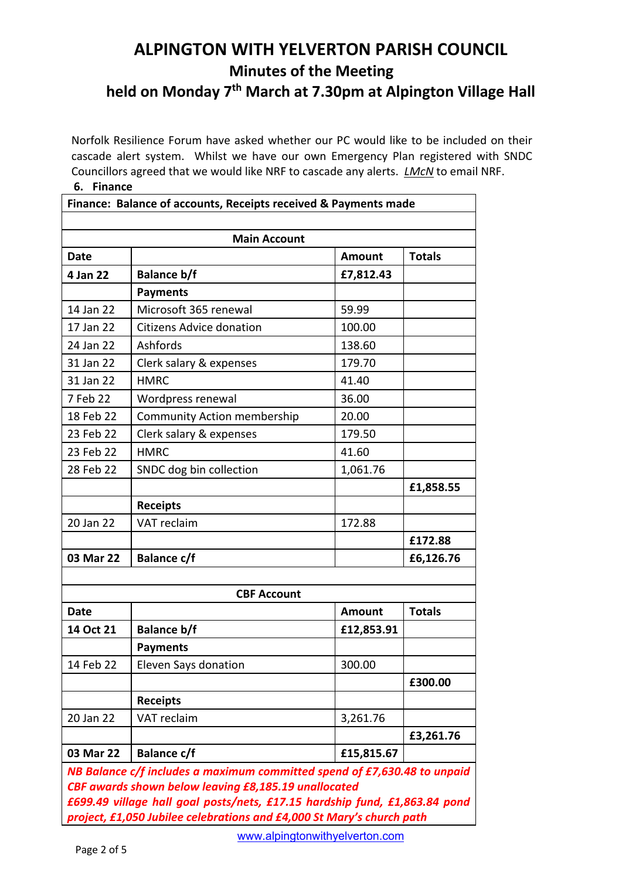# ALPINGTON WITH YELVERTON PARISH COUNCIL

## Minutes of the Meeting

## held on Monday 7th March at 7.30pm at Alpington Village Hall

Norfolk Resilience Forum have asked whether our PC would like to be included on their cascade alert system. Whilst we have our own Emergency Plan registered with SNDC Councillors agreed that we would like NRF to cascade any alerts. *LMcN* to email NRF.

**6. Finance**

| **Finance: Balance of accounts, Receipts received & Payments made** | | | |
|---|---|---|---|
| | | | |
| | **Main Account** | | |
| **Date** | | **Amount** | **Totals** |
| **4 Jan 22** | **Balance b/f** | **£7,812.43** | |
| | **Payments** | | |
| 14 Jan 22 | Microsoft 365 renewal | 59.99 | |
| 17 Jan 22 | Citizens Advice donation | 100.00 | |
| 24 Jan 22 | Ashfords | 138.60 | |
| 31 Jan 22 | Clerk salary & expenses | 179.70 | |
| 31 Jan 22 | HMRC | 41.40 | |
| 7 Feb 22 | Wordpress renewal | 36.00 | |
| 18 Feb 22 | Community Action membership | 20.00 | |
| 23 Feb 22 | Clerk salary & expenses | 179.50 | |
| 23 Feb 22 | HMRC | 41.60 | |
| 28 Feb 22 | SNDC dog bin collection | 1,061.76 | |
| | | | **£1,858.55** |
| | **Receipts** | | |
| 20 Jan 22 | VAT reclaim | 172.88 | |
| | | | **£172.88** |
| **03 Mar 22** | **Balance c/f** | | **£6,126.76** |
| | | | |
| | **CBF Account** | | |
| **Date** | | **Amount** | **Totals** |
| **14 Oct 21** | **Balance b/f** | **£12,853.91** | |
| | **Payments** | | |
| 14 Feb 22 | Eleven Says donation | 300.00 | |
| | | | **£300.00** |
| | **Receipts** | | |
| 20 Jan 22 | VAT reclaim | 3,261.76 | |
| | | | **£3,261.76** |
| **03 Mar 22** | **Balance c/f** | **£15,815.67** | |

***NB Balance c/f includes a maximum committed spend of £7,630.48 to unpaid CBF awards shown below leaving £8,185.19 unallocated £699.49 village hall goal posts/nets, £17.15 hardship fund, £1,863.84 pond project, £1,050 Jubilee celebrations and £4,000 St Mary's church path***

www.alpingtonwithyelverton.com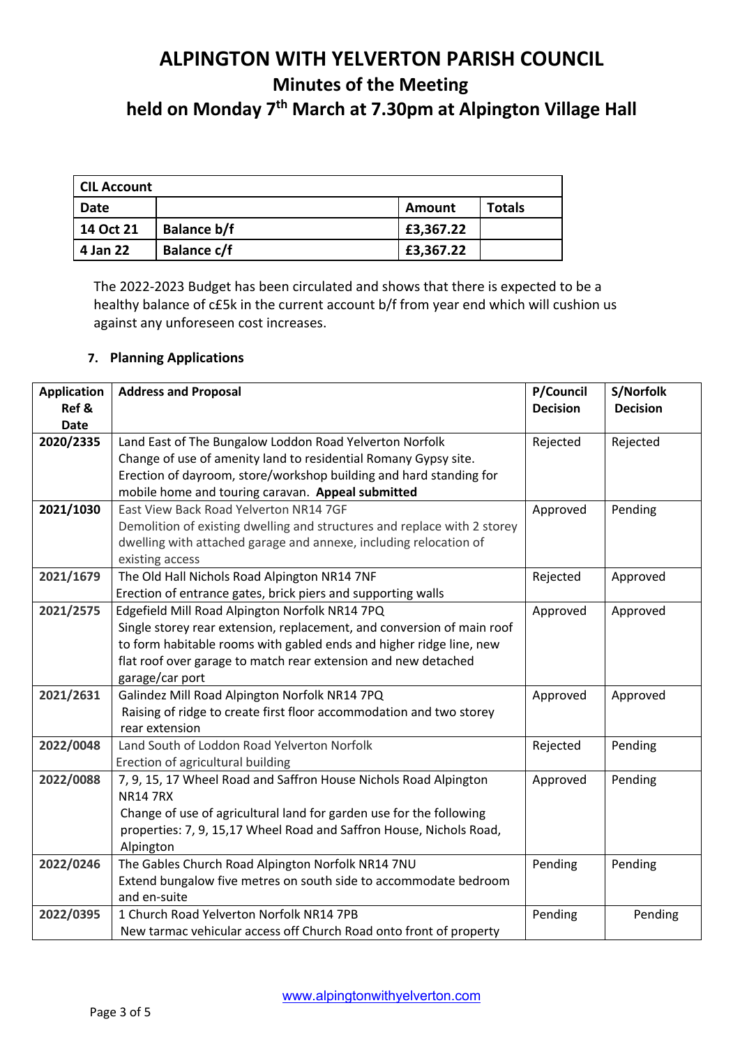# ALPINGTON WITH YELVERTON PARISH COUNCIL

## Minutes of the Meeting

## held on Monday 7th March at 7.30pm at Alpington Village Hall

| CIL Account | | | |
|---|---|---|---|
| **Date** | | **Amount** | **Totals** |
| **14 Oct 21** | **Balance b/f** | **£3,367.22** | |
| **4 Jan 22** | **Balance c/f** | **£3,367.22** | |

The 2022-2023 Budget has been circulated and shows that there is expected to be a healthy balance of c£5k in the current account b/f from year end which will cushion us against any unforeseen cost increases.

### 7. Planning Applications

| Application Ref & Date | Address and Proposal | P/Council Decision | S/Norfolk Decision |
|---|---|---|---|
| **2020/2335** | Land East of The Bungalow Loddon Road Yelverton Norfolk<br>Change of use of amenity land to residential Romany Gypsy site. Erection of dayroom, store/workshop building and hard standing for mobile home and touring caravan. **Appeal submitted** | Rejected | Rejected |
| **2021/1030** | East View Back Road Yelverton NR14 7GF<br>Demolition of existing dwelling and structures and replace with 2 storey dwelling with attached garage and annexe, including relocation of existing access | Approved | Pending |
| **2021/1679** | The Old Hall Nichols Road Alpington NR14 7NF<br>Erection of entrance gates, brick piers and supporting walls | Rejected | Approved |
| **2021/2575** | Edgefield Mill Road Alpington Norfolk NR14 7PQ<br>Single storey rear extension, replacement, and conversion of main roof to form habitable rooms with gabled ends and higher ridge line, new flat roof over garage to match rear extension and new detached garage/car port | Approved | Approved |
| **2021/2631** | Galindez Mill Road Alpington Norfolk NR14 7PQ<br>Raising of ridge to create first floor accommodation and two storey rear extension | Approved | Approved |
| **2022/0048** | Land South of Loddon Road Yelverton Norfolk<br>Erection of agricultural building | Rejected | Pending |
| **2022/0088** | 7, 9, 15, 17 Wheel Road and Saffron House Nichols Road Alpington NR14 7RX<br>Change of use of agricultural land for garden use for the following properties: 7, 9, 15,17 Wheel Road and Saffron House, Nichols Road, Alpington | Approved | Pending |
| **2022/0246** | The Gables Church Road Alpington Norfolk NR14 7NU<br>Extend bungalow five metres on south side to accommodate bedroom and en-suite | Pending | Pending |
| **2022/0395** | 1 Church Road Yelverton Norfolk NR14 7PB<br>New tarmac vehicular access off Church Road onto front of property | Pending | Pending |

www.alpingtonwithyelverton.com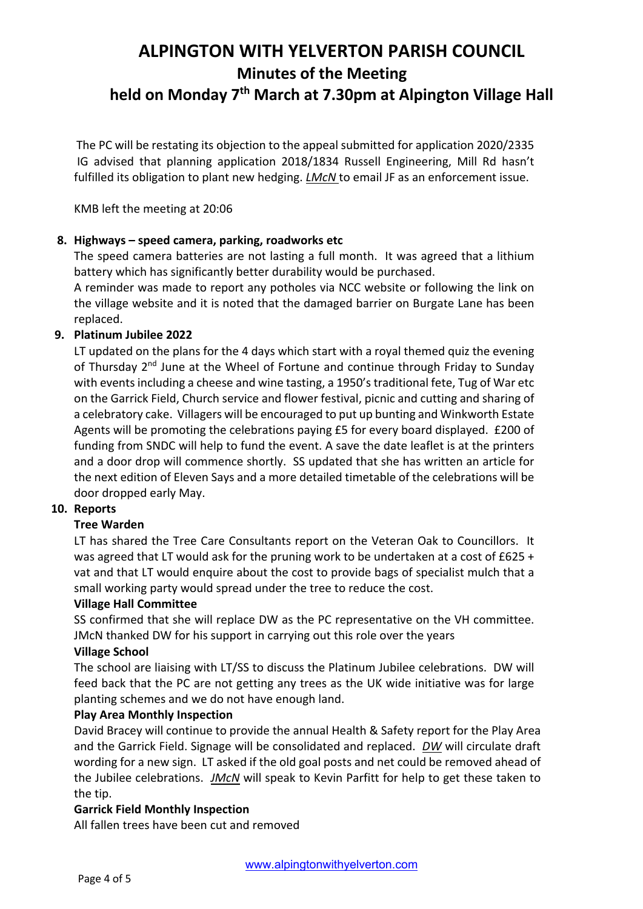# ALPINGTON WITH YELVERTON PARISH COUNCIL

## Minutes of the Meeting

## held on Monday 7th March at 7.30pm at Alpington Village Hall

The PC will be restating its objection to the appeal submitted for application 2020/2335
IG advised that planning application 2018/1834 Russell Engineering, Mill Rd hasn't fulfilled its obligation to plant new hedging. *LMcN* to email JF as an enforcement issue.

KMB left the meeting at 20:06

8. **Highways – speed camera, parking, roadworks etc**

   The speed camera batteries are not lasting a full month. It was agreed that a lithium battery which has significantly better durability would be purchased.

   A reminder was made to report any potholes via NCC website or following the link on the village website and it is noted that the damaged barrier on Burgate Lane has been replaced.

9. **Platinum Jubilee 2022**

   LT updated on the plans for the 4 days which start with a royal themed quiz the evening of Thursday 2nd June at the Wheel of Fortune and continue through Friday to Sunday with events including a cheese and wine tasting, a 1950's traditional fete, Tug of War etc on the Garrick Field, Church service and flower festival, picnic and cutting and sharing of a celebratory cake. Villagers will be encouraged to put up bunting and Winkworth Estate Agents will be promoting the celebrations paying £5 for every board displayed. £200 of funding from SNDC will help to fund the event. A save the date leaflet is at the printers and a door drop will commence shortly. SS updated that she has written an article for the next edition of Eleven Says and a more detailed timetable of the celebrations will be door dropped early May.

10. **Reports**

    **Tree Warden**

    LT has shared the Tree Care Consultants report on the Veteran Oak to Councillors. It was agreed that LT would ask for the pruning work to be undertaken at a cost of £625 + vat and that LT would enquire about the cost to provide bags of specialist mulch that a small working party would spread under the tree to reduce the cost.

    **Village Hall Committee**

    SS confirmed that she will replace DW as the PC representative on the VH committee. JMcN thanked DW for his support in carrying out this role over the years

    **Village School**

    The school are liaising with LT/SS to discuss the Platinum Jubilee celebrations. DW will feed back that the PC are not getting any trees as the UK wide initiative was for large planting schemes and we do not have enough land.

    **Play Area Monthly Inspection**

    David Bracey will continue to provide the annual Health & Safety report for the Play Area and the Garrick Field. Signage will be consolidated and replaced. *DW* will circulate draft wording for a new sign. LT asked if the old goal posts and net could be removed ahead of the Jubilee celebrations. *JMcN* will speak to Kevin Parfitt for help to get these taken to the tip.

    **Garrick Field Monthly Inspection**

    All fallen trees have been cut and removed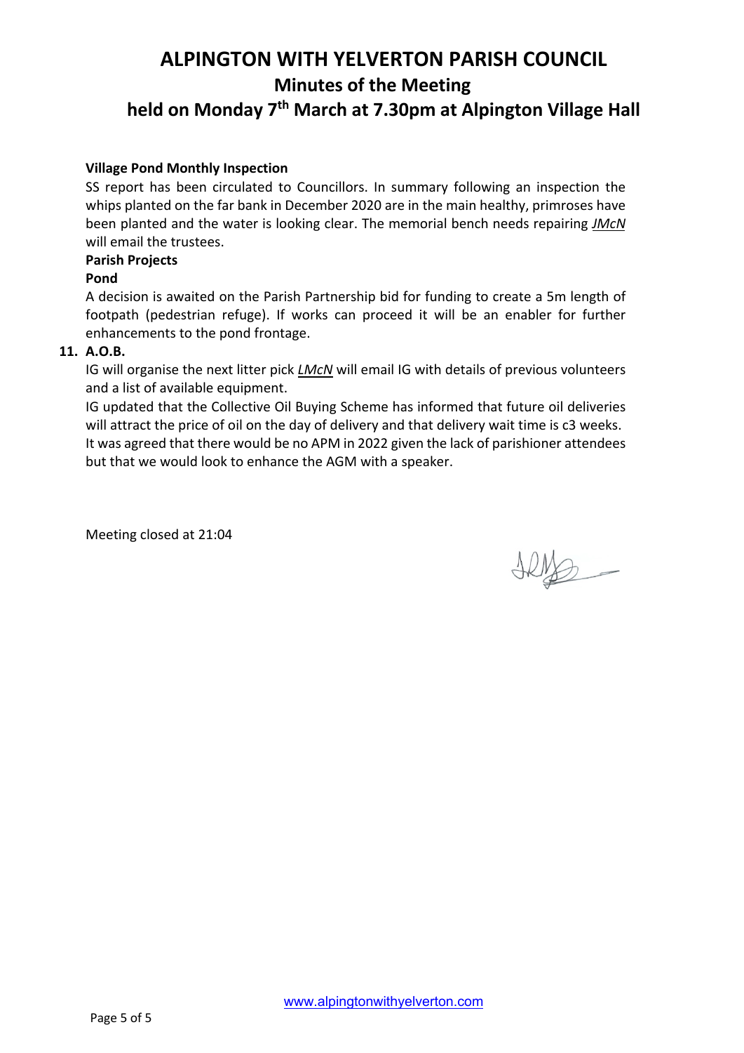# ALPINGTON WITH YELVERTON PARISH COUNCIL

## Minutes of the Meeting

## held on Monday 7th March at 7.30pm at Alpington Village Hall

**Village Pond Monthly Inspection**

SS report has been circulated to Councillors. In summary following an inspection the whips planted on the far bank in December 2020 are in the main healthy, primroses have been planted and the water is looking clear. The memorial bench needs repairing ***JMcN*** will email the trustees.

**Parish Projects**

**Pond**

A decision is awaited on the Parish Partnership bid for funding to create a 5m length of footpath (pedestrian refuge). If works can proceed it will be an enabler for further enhancements to the pond frontage.

**11. A.O.B.**

IG will organise the next litter pick ***LMcN*** will email IG with details of previous volunteers and a list of available equipment.

IG updated that the Collective Oil Buying Scheme has informed that future oil deliveries will attract the price of oil on the day of delivery and that delivery wait time is c3 weeks.

It was agreed that there would be no APM in 2022 given the lack of parishioner attendees but that we would look to enhance the AGM with a speaker.

Meeting closed at 21:04

www.alpingtonwithyelverton.com